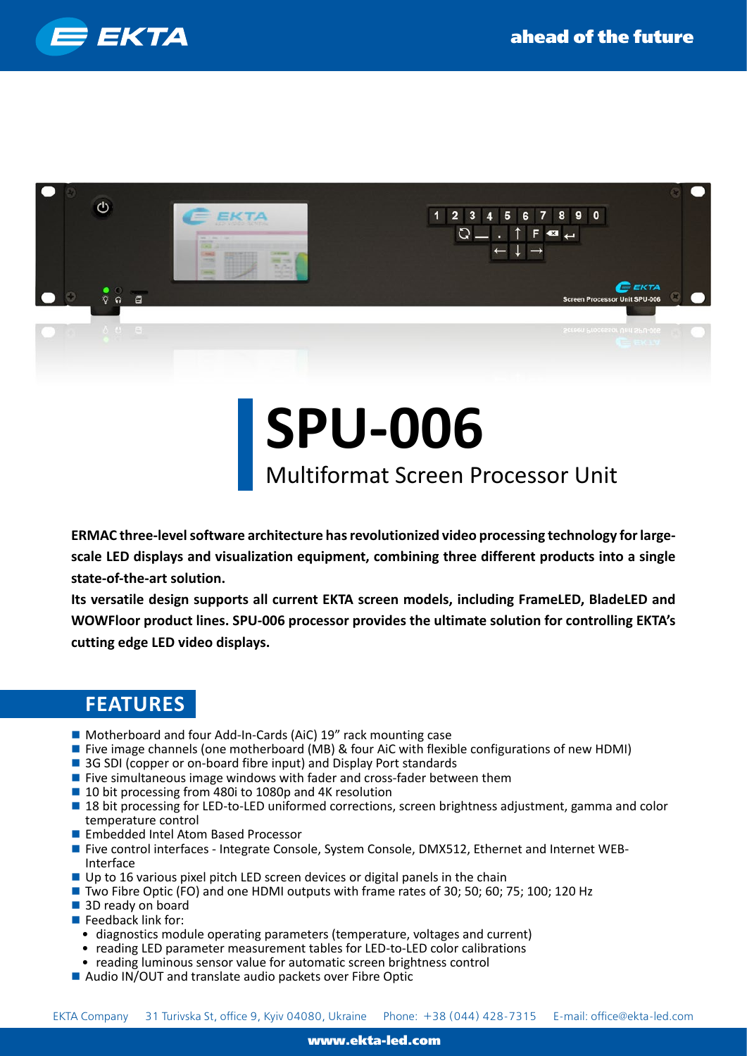# SPU-006

## Multiformat Screen Processor Unit

**ERMAC three-level software architecture has revolutionized video processing technology for large-scale LED displays and visualization equipment, combining three different products into a single state-of-the-art solution.**

**Its versatile design supports all current EKTA screen models, including FrameLED, BladeLED and WOWFloor product lines. SPU-006 processor provides the ultimate solution for controlling EKTA's cutting edge LED video displays.**

## FEATURES

- Motherboard and four Add-In-Cards (AiC) 19" rack mounting case
- Five image channels (one motherboard (MB) & four AiC with flexible configurations of new HDMI)
- 3G SDI (copper or on-board fibre input) and Display Port standards
- Five simultaneous image windows with fader and cross-fader between them
- 10 bit processing from 480i to 1080p and 4K resolution
- 18 bit processing for LED-to-LED uniformed corrections, screen brightness adjustment, gamma and color temperature control
- Embedded Intel Atom Based Processor
- Five control interfaces - Integrate Console, System Console, DMX512, Ethernet and Internet WEB-Interface
- Up to 16 various pixel pitch LED screen devices or digital panels in the chain
- Two Fibre Optic (FO) and one HDMI outputs with frame rates of 30; 50; 60; 75; 100; 120 Hz
- 3D ready on board
- Feedback link for:
  - diagnostics module operating parameters (temperature, voltages and current)
  - reading LED parameter measurement tables for LED-to-LED color calibrations
  - reading luminous sensor value for automatic screen brightness control
- Audio IN/OUT and translate audio packets over Fibre Optic

EKTA Company 31 Turivska St, office 9, Kyiv 04080, Ukraine Phone: +38 (044) 428-7315 E-mail: office@ekta-led.com

www.ekta-led.com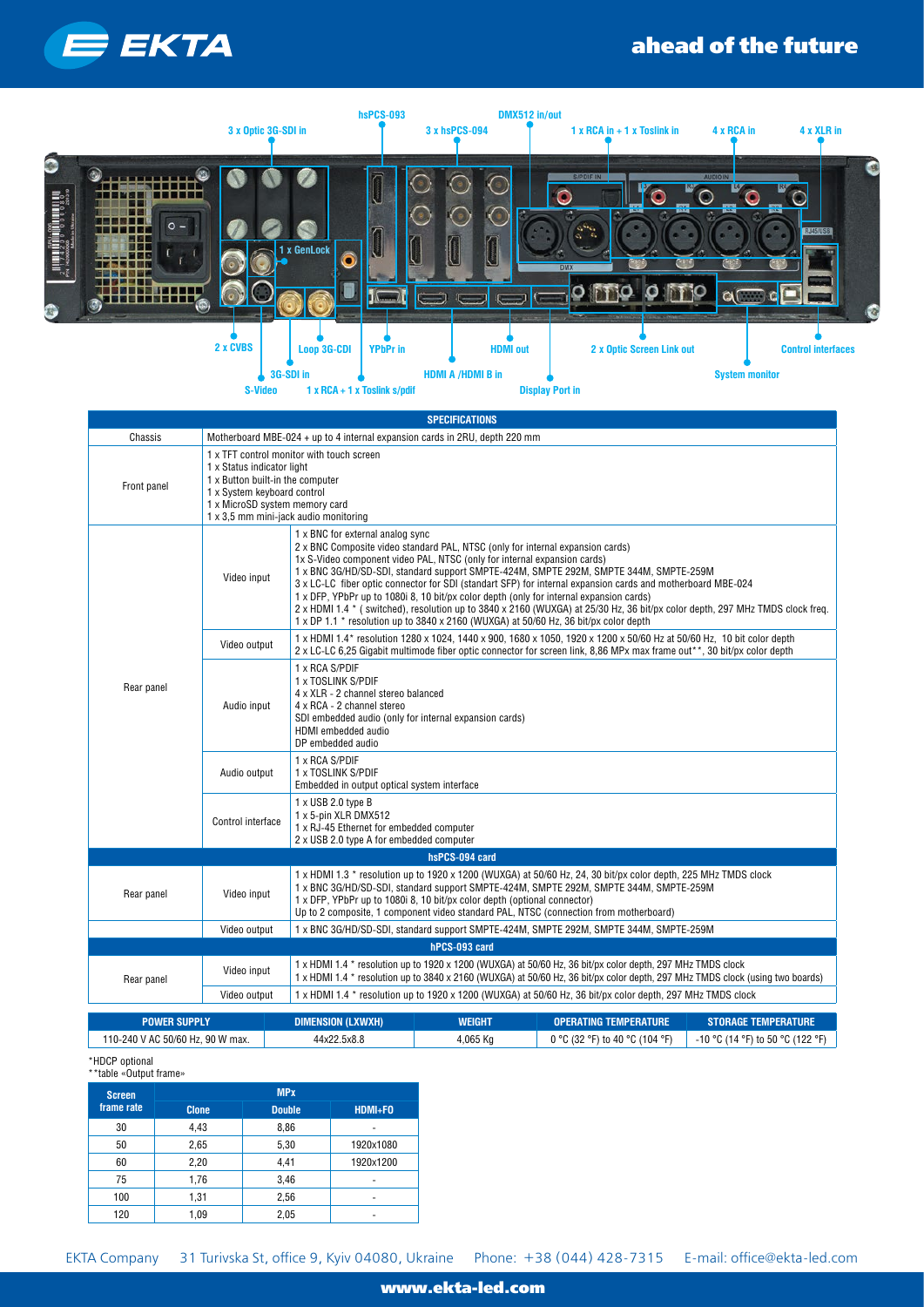ahead of the future

3 x Optic 3G-SDI in

hsPCS-093

3 x hsPCS-094

DMX512 in/out

1 x RCA in + 1 x Toslink in

4 x RCA in

4 x XLR in

1 x GenLock

2 x CVBS

S-Video

3G-SDI in

Loop 3G-CDI

1 x RCA + 1 x Toslink s/pdif

YPbPr in

HDMI A /HDMI B in

HDMI out

Display Port in

2 x Optic Screen Link out

System monitor

Control interfaces

| SPECIFICATIONS | | |
|---|---|---|
| Chassis | Motherboard MBE-024 + up to 4 internal expansion cards in 2RU, depth 220 mm | |
| Front panel | 1 x TFT control monitor with touch screen<br>1 x Status indicator light<br>1 x Button built-in the computer<br>1 x System keyboard control<br>1 x MicroSD system memory card<br>1 x 3,5 mm mini-jack audio monitoring | |
| Rear panel | Video input | 1 x BNC for external analog sync<br>2 x BNC Composite video standard PAL, NTSC (only for internal expansion cards)<br>1x S-Video component video PAL, NTSC (only for internal expansion cards)<br>1 x BNC 3G/HD/SD-SDI, standard support SMPTE-424M, SMPTE 292M, SMPTE 344M, SMPTE-259M<br>3 x LC-LC fiber optic connector for SDI (standart SFP) for internal expansion cards and motherboard MBE-024<br>1 x DFP, YPbPr up to 1080i 8, 10 bit/px color depth (only for internal expansion cards)<br>2 x HDMI 1.4 * ( switched), resolution up to 3840 x 2160 (WUXGA) at 25/30 Hz, 36 bit/px color depth, 297 MHz TMDS clock freq.<br>1 x DP 1.1 * resolution up to 3840 x 2160 (WUXGA) at 50/60 Hz, 36 bit/px color depth |
| | Video output | 1 x HDMI 1.4* resolution 1280 x 1024, 1440 x 900, 1680 x 1050, 1920 x 1200 x 50/60 Hz at 50/60 Hz, 10 bit color depth<br>2 x LC-LC 6,25 Gigabit multimode fiber optic connector for screen link, 8,86 MPx max frame out**, 30 bit/px color depth |
| | Audio input | 1 x RCA S/PDIF<br>1 x TOSLINK S/PDIF<br>4 x XLR - 2 channel stereo balanced<br>4 x RCA - 2 channel stereo<br>SDI embedded audio (only for internal expansion cards)<br>HDMI embedded audio<br>DP embedded audio |
| | Audio output | 1 x RCA S/PDIF<br>1 x TOSLINK S/PDIF<br>Embedded in output optical system interface |
| | Control interface | 1 x USB 2.0 type B<br>1 x 5-pin XLR DMX512<br>1 x RJ-45 Ethernet for embedded computer<br>2 x USB 2.0 type A for embedded computer |
| hsPCS-094 card | | |
| Rear panel | Video input | 1 x HDMI 1.3 * resolution up to 1920 x 1200 (WUXGA) at 50/60 Hz, 24, 30 bit/px color depth, 225 MHz TMDS clock<br>1 x BNC 3G/HD/SD-SDI, standard support SMPTE-424M, SMPTE 292M, SMPTE 344M, SMPTE-259M<br>1 x DFP, YPbPr up to 1080i 8, 10 bit/px color depth (optional connector)<br>Up to 2 composite, 1 component video standard PAL, NTSC (connection from motherboard) |
| | Video output | 1 x BNC 3G/HD/SD-SDI, standard support SMPTE-424M, SMPTE 292M, SMPTE 344M, SMPTE-259M |
| hPCS-093 card | | |
| Rear panel | Video input | 1 x HDMI 1.4 * resolution up to 1920 x 1200 (WUXGA) at 50/60 Hz, 36 bit/px color depth, 297 MHz TMDS clock<br>1 x HDMI 1.4 * resolution up to 3840 x 2160 (WUXGA) at 50/60 Hz, 36 bit/px color depth, 297 MHz TMDS clock (using two boards) |
| | Video output | 1 x HDMI 1.4 * resolution up to 1920 x 1200 (WUXGA) at 50/60 Hz, 36 bit/px color depth, 297 MHz TMDS clock |

| POWER SUPPLY | DIMENSION (LXWXH) | WEIGHT | OPERATING TEMPERATURE | STORAGE TEMPERATURE |
|---|---|---|---|---|
| 110-240 V AC 50/60 Hz, 90 W max. | 44x22.5x8.8 | 4,065 Kg | 0 °C (32 °F) to 40 °C (104 °F) | -10 °C (14 °F) to 50 °C (122 °F) |

*HDCP optional
**table «Output frame»

| Screen frame rate | MPx | | |
|---|---|---|---|
| | Clone | Double | HDMI+FO |
| 30 | 4,43 | 8,86 | - |
| 50 | 2,65 | 5,30 | 1920x1080 |
| 60 | 2,20 | 4,41 | 1920x1200 |
| 75 | 1,76 | 3,46 | - |
| 100 | 1,31 | 2,56 | - |
| 120 | 1,09 | 2,05 | - |

EKTA Company 31 Turivska St, office 9, Kyiv 04080, Ukraine Phone: +38 (044) 428-7315 E-mail: office@ekta-led.com

www.ekta-led.com